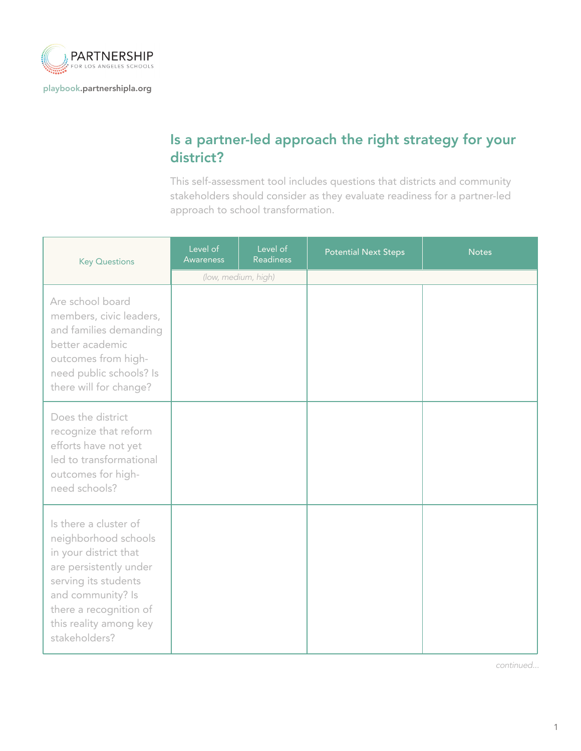PARTNERSHIP
FOR LOS ANGELES SCHOOLS

playbook.partnershipla.org

## Is a partner-led approach the right strategy for your district?

This self-assessment tool includes questions that districts and community stakeholders should consider as they evaluate readiness for a partner-led approach to school transformation.

| Key Questions | Level of Awareness | Level of Readiness | Potential Next Steps | Notes |
|---|---|---|---|---|
| | *(low, medium, high)* | | | |
| Are school board members, civic leaders, and families demanding better academic outcomes from high-need public schools? Is there will for change? | | | | |
| Does the district recognize that reform efforts have not yet led to transformational outcomes for high-need schools? | | | | |
| Is there a cluster of neighborhood schools in your district that are persistently under serving its students and community? Is there a recognition of this reality among key stakeholders? | | | | |

*continued...*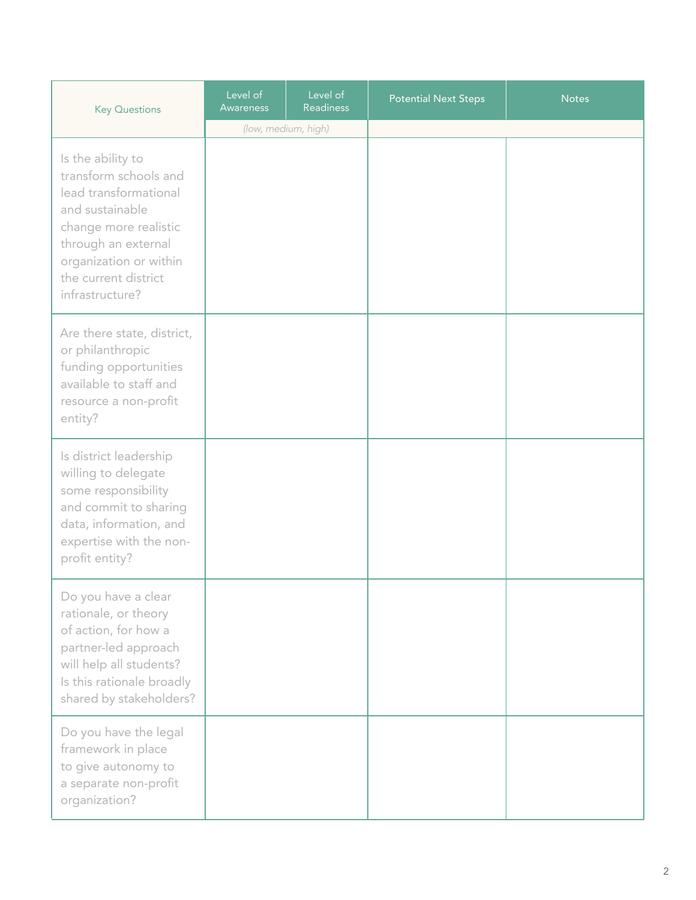| Key Questions | Level of Awareness | Level of Readiness | Potential Next Steps | Notes |
|---|---|---|---|---|
| | *(low, medium, high)* | | | |
| Is the ability to transform schools and lead transformational and sustainable change more realistic through an external organization or within the current district infrastructure? | | | | |
| Are there state, district, or philanthropic funding opportunities available to staff and resource a non-profit entity? | | | | |
| Is district leadership willing to delegate some responsibility and commit to sharing data, information, and expertise with the non-profit entity? | | | | |
| Do you have a clear rationale, or theory of action, for how a partner-led approach will help all students? Is this rationale broadly shared by stakeholders? | | | | |
| Do you have the legal framework in place to give autonomy to a separate non-profit organization? | | | | |